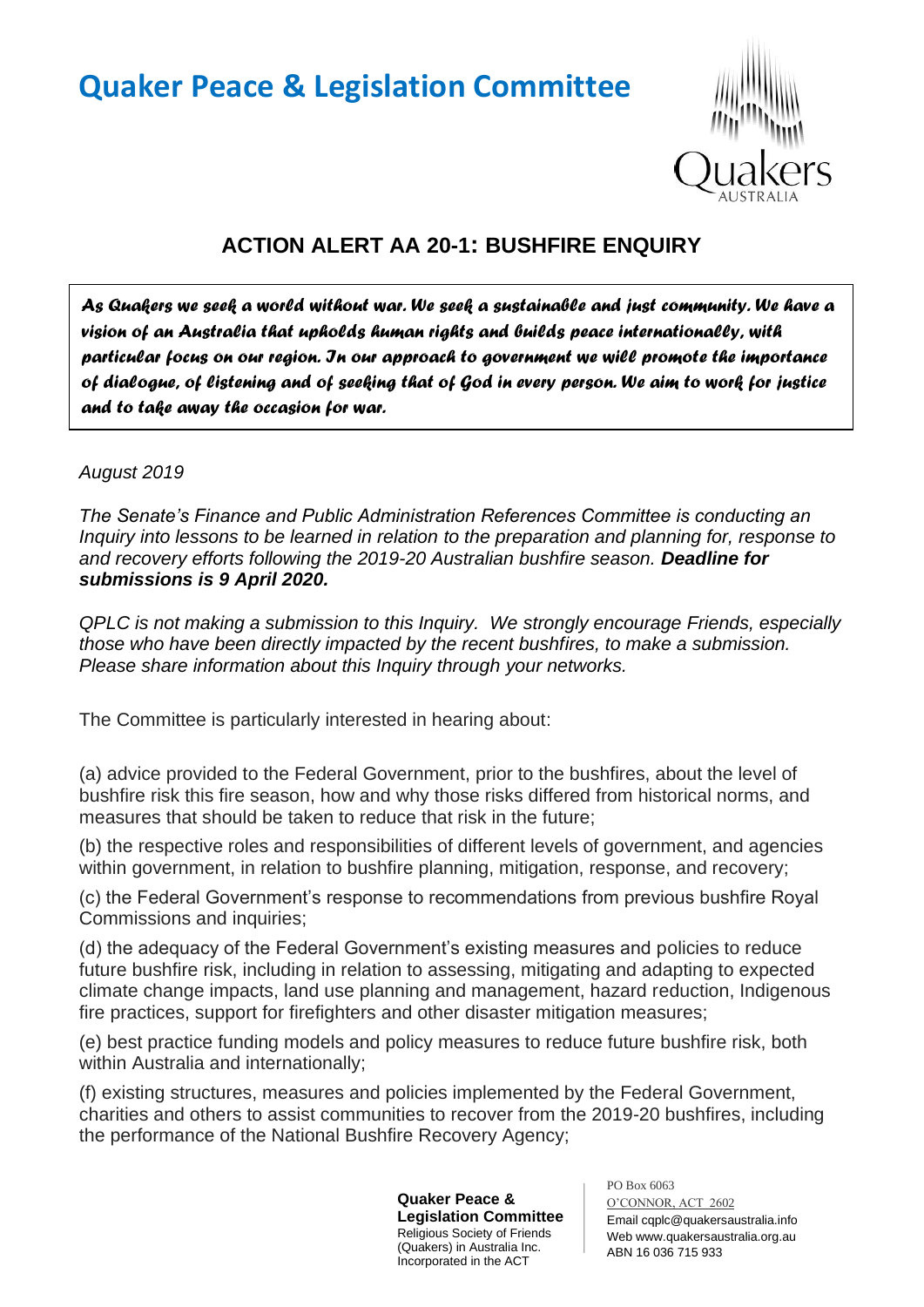# Quaker Peace & Legislation Committee

## ACTION ALERT AA 20-1: BUSHFIRE ENQUIRY

*As Quakers we seek a world without war. We seek a sustainable and just community. We have a vision of an Australia that upholds human rights and builds peace internationally, with particular focus on our region. In our approach to government we will promote the importance of dialogue, of listening and of seeking that of God in every person. We aim to work for justice and to take away the occasion for war.*

*August 2019*

*The Senate's Finance and Public Administration References Committee is conducting an Inquiry into lessons to be learned in relation to the preparation and planning for, response to and recovery efforts following the 2019-20 Australian bushfire season.* ***Deadline for submissions is 9 April 2020.***

*QPLC is not making a submission to this Inquiry. We strongly encourage Friends, especially those who have been directly impacted by the recent bushfires, to make a submission. Please share information about this Inquiry through your networks.*

The Committee is particularly interested in hearing about:

(a) advice provided to the Federal Government, prior to the bushfires, about the level of bushfire risk this fire season, how and why those risks differed from historical norms, and measures that should be taken to reduce that risk in the future;

(b) the respective roles and responsibilities of different levels of government, and agencies within government, in relation to bushfire planning, mitigation, response, and recovery;

(c) the Federal Government's response to recommendations from previous bushfire Royal Commissions and inquiries;

(d) the adequacy of the Federal Government's existing measures and policies to reduce future bushfire risk, including in relation to assessing, mitigating and adapting to expected climate change impacts, land use planning and management, hazard reduction, Indigenous fire practices, support for firefighters and other disaster mitigation measures;

(e) best practice funding models and policy measures to reduce future bushfire risk, both within Australia and internationally;

(f) existing structures, measures and policies implemented by the Federal Government, charities and others to assist communities to recover from the 2019-20 bushfires, including the performance of the National Bushfire Recovery Agency;

**Quaker Peace & Legislation Committee**
Religious Society of Friends (Quakers) in Australia Inc.
Incorporated in the ACT

PO Box 6063
O'CONNOR, ACT 2602
Email cqplc@quakersaustralia.info
Web www.quakersaustralia.org.au
ABN 16 036 715 933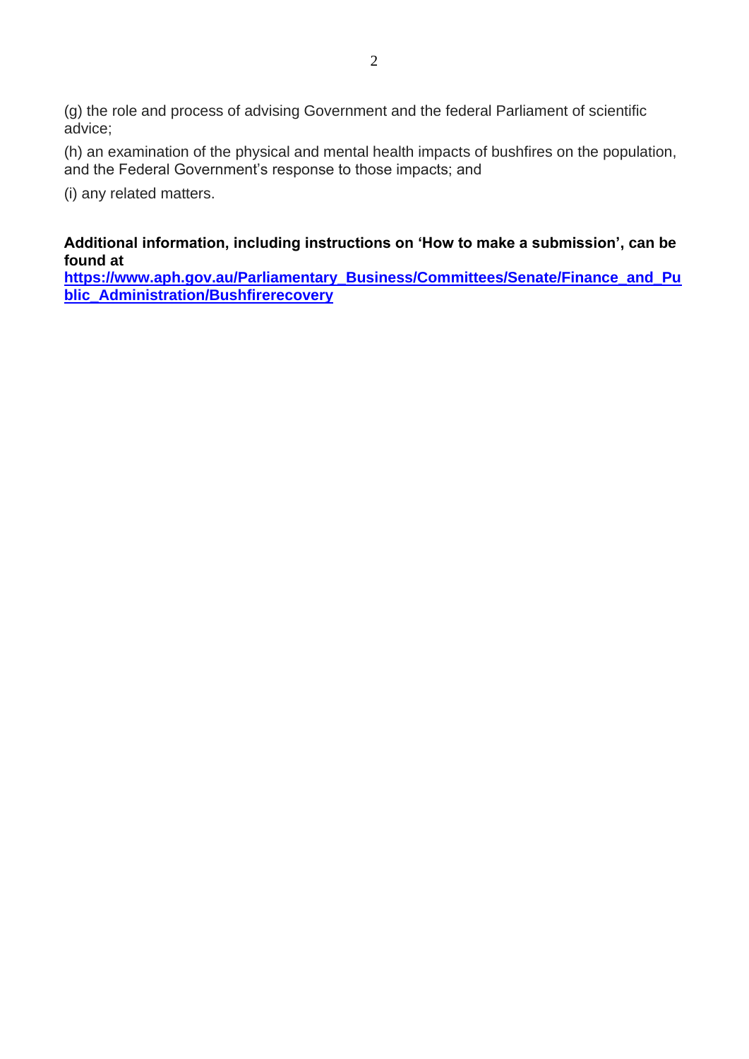(g) the role and process of advising Government and the federal Parliament of scientific advice;

(h) an examination of the physical and mental health impacts of bushfires on the population, and the Federal Government's response to those impacts; and

(i) any related matters.

**Additional information, including instructions on 'How to make a submission', can be found at [https://www.aph.gov.au/Parliamentary_Business/Committees/Senate/Finance_and_Public_Administration/Bushfirerecovery](https://www.aph.gov.au/Parliamentary_Business/Committees/Senate/Finance_and_Public_Administration/Bushfirerecovery)**